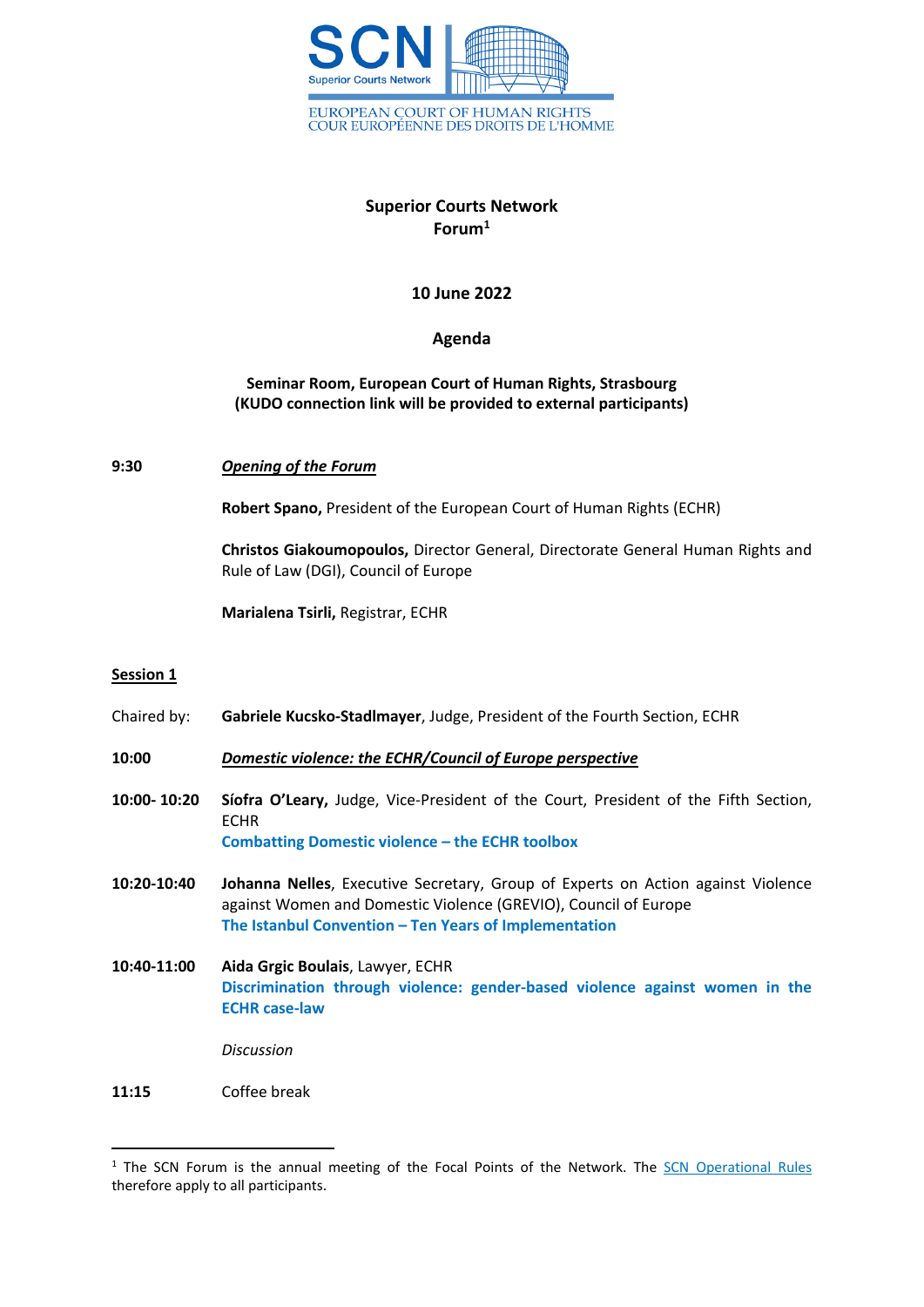SCN
Superior Courts Network

EUROPEAN COURT OF HUMAN RIGHTS
COUR EUROPÉENNE DES DROITS DE L'HOMME

# Superior Courts Network Forum[1]

**10 June 2022**

## Agenda

**Seminar Room, European Court of Human Rights, Strasbourg**
**(KUDO connection link will be provided to external participants)**

**9:30** ***Opening of the Forum***

**Robert Spano,** President of the European Court of Human Rights (ECHR)

**Christos Giakoumopoulos,** Director General, Directorate General Human Rights and Rule of Law (DGI), Council of Europe

**Marialena Tsirli,** Registrar, ECHR

**Session 1**

Chaired by: **Gabriele Kucsko-Stadlmayer**, Judge, President of the Fourth Section, ECHR

**10:00** ***Domestic violence: the ECHR/Council of Europe perspective***

**10:00- 10:20** **Síofra O'Leary,** Judge, Vice-President of the Court, President of the Fifth Section, ECHR
**Combatting Domestic violence – the ECHR toolbox**

**10:20-10:40** **Johanna Nelles**, Executive Secretary, Group of Experts on Action against Violence against Women and Domestic Violence (GREVIO), Council of Europe
**The Istanbul Convention – Ten Years of Implementation**

**10:40-11:00** **Aida Grgic Boulais**, Lawyer, ECHR
**Discrimination through violence: gender-based violence against women in the ECHR case-law**

*Discussion*

**11:15** Coffee break

---

[1] The SCN Forum is the annual meeting of the Focal Points of the Network. The SCN Operational Rules therefore apply to all participants.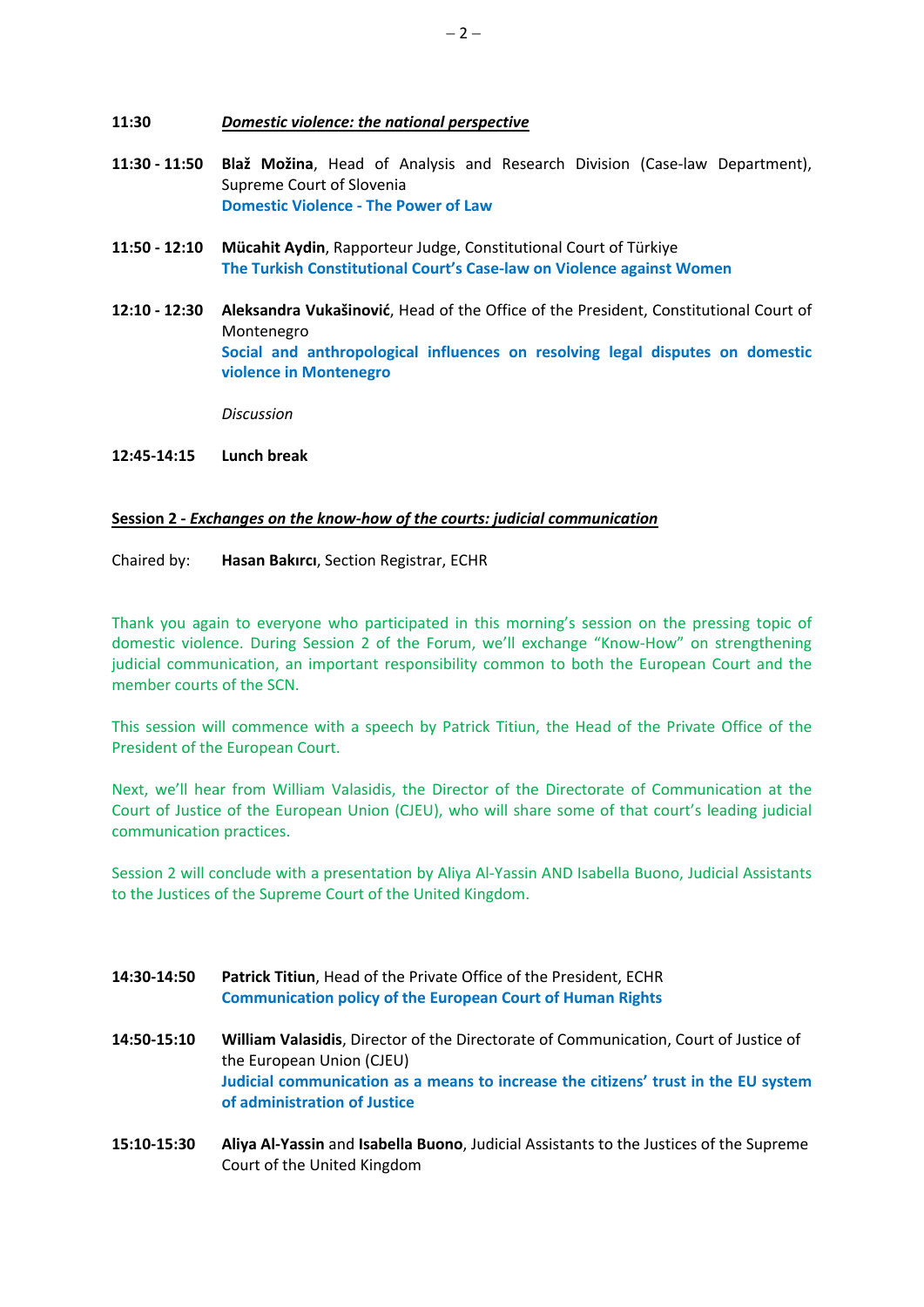**11:30** ***<u>Domestic violence: the national perspective</u>***

**11:30 - 11:50** **Blaž Možina**, Head of Analysis and Research Division (Case-law Department), Supreme Court of Slovenia
**Domestic Violence - The Power of Law**

**11:50 - 12:10** **Mücahit Aydin**, Rapporteur Judge, Constitutional Court of Türkiye
**The Turkish Constitutional Court's Case-law on Violence against Women**

**12:10 - 12:30** **Aleksandra Vukašinović**, Head of the Office of the President, Constitutional Court of Montenegro
**Social and anthropological influences on resolving legal disputes on domestic violence in Montenegro**

*Discussion*

**12:45-14:15** **Lunch break**

**<u>Session 2 - *Exchanges on the know-how of the courts: judicial communication*</u>**

Chaired by: **Hasan Bakırcı**, Section Registrar, ECHR

Thank you again to everyone who participated in this morning's session on the pressing topic of domestic violence. During Session 2 of the Forum, we'll exchange "Know-How" on strengthening judicial communication, an important responsibility common to both the European Court and the member courts of the SCN.

This session will commence with a speech by Patrick Titiun, the Head of the Private Office of the President of the European Court.

Next, we'll hear from William Valasidis, the Director of the Directorate of Communication at the Court of Justice of the European Union (CJEU), who will share some of that court's leading judicial communication practices.

Session 2 will conclude with a presentation by Aliya Al-Yassin AND Isabella Buono, Judicial Assistants to the Justices of the Supreme Court of the United Kingdom.

**14:30-14:50** **Patrick Titiun**, Head of the Private Office of the President, ECHR
**Communication policy of the European Court of Human Rights**

**14:50-15:10** **William Valasidis**, Director of the Directorate of Communication, Court of Justice of the European Union (CJEU)
**Judicial communication as a means to increase the citizens' trust in the EU system of administration of Justice**

**15:10-15:30** **Aliya Al-Yassin** and **Isabella Buono**, Judicial Assistants to the Justices of the Supreme Court of the United Kingdom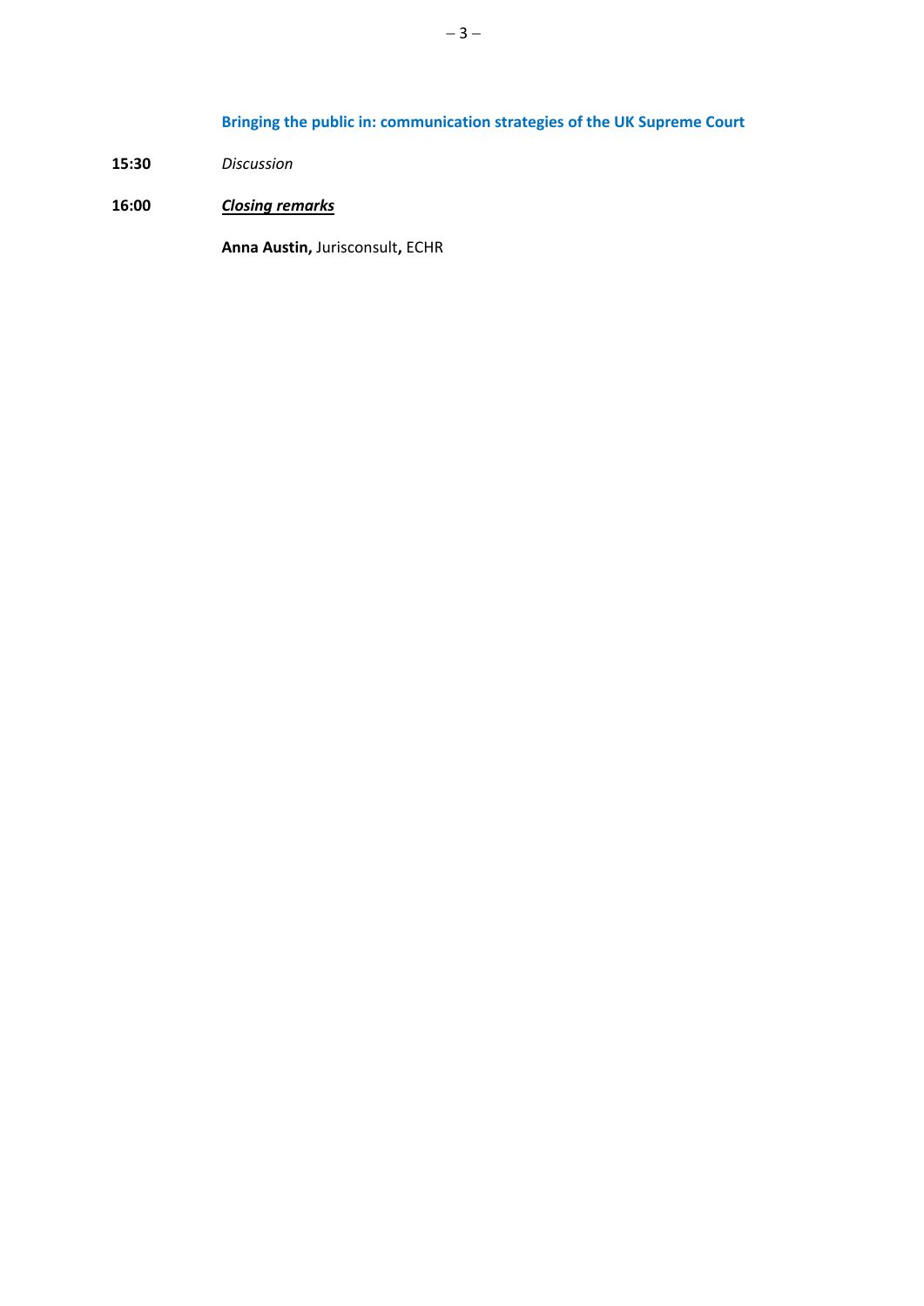**Bringing the public in: communication strategies of the UK Supreme Court**

**15:30** *Discussion*

**16:00** ***Closing remarks***

**Anna Austin,** Jurisconsult**,** ECHR